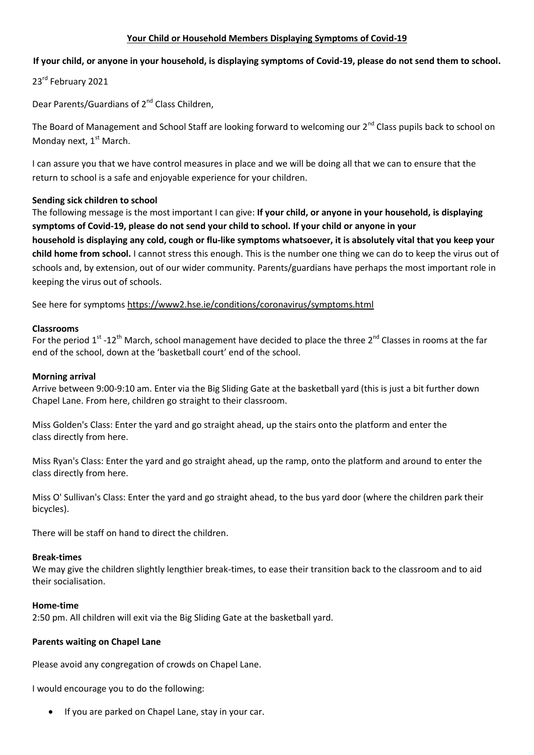# Your Child or Household Members Displaying Symptoms of Covid-19

**If your child, or anyone in your household, is displaying symptoms of Covid-19, please do not send them to school.**

23rd February 2021

Dear Parents/Guardians of 2nd Class Children,

The Board of Management and School Staff are looking forward to welcoming our 2nd Class pupils back to school on Monday next, 1st March.

I can assure you that we have control measures in place and we will be doing all that we can to ensure that the return to school is a safe and enjoyable experience for your children.

**Sending sick children to school**

The following message is the most important I can give: **If your child, or anyone in your household, is displaying symptoms of Covid-19, please do not send your child to school. If your child or anyone in your household is displaying any cold, cough or flu-like symptoms whatsoever, it is absolutely vital that you keep your child home from school.** I cannot stress this enough. This is the number one thing we can do to keep the virus out of schools and, by extension, out of our wider community. Parents/guardians have perhaps the most important role in keeping the virus out of schools.

See here for symptoms https://www2.hse.ie/conditions/coronavirus/symptoms.html

**Classrooms**

For the period 1st -12th March, school management have decided to place the three 2nd Classes in rooms at the far end of the school, down at the 'basketball court' end of the school.

**Morning arrival**

Arrive between 9:00-9:10 am. Enter via the Big Sliding Gate at the basketball yard (this is just a bit further down Chapel Lane. From here, children go straight to their classroom.

Miss Golden's Class: Enter the yard and go straight ahead, up the stairs onto the platform and enter the class directly from here.

Miss Ryan's Class: Enter the yard and go straight ahead, up the ramp, onto the platform and around to enter the class directly from here.

Miss O' Sullivan's Class: Enter the yard and go straight ahead, to the bus yard door (where the children park their bicycles).

There will be staff on hand to direct the children.

**Break-times**

We may give the children slightly lengthier break-times, to ease their transition back to the classroom and to aid their socialisation.

**Home-time**

2:50 pm. All children will exit via the Big Sliding Gate at the basketball yard.

**Parents waiting on Chapel Lane**

Please avoid any congregation of crowds on Chapel Lane.

I would encourage you to do the following:

- If you are parked on Chapel Lane, stay in your car.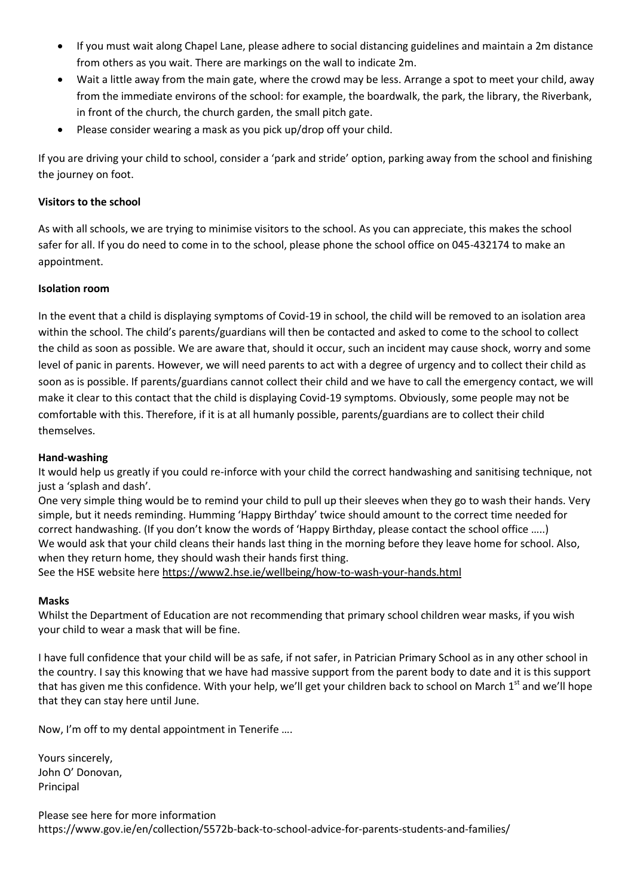- If you must wait along Chapel Lane, please adhere to social distancing guidelines and maintain a 2m distance from others as you wait. There are markings on the wall to indicate 2m.
- Wait a little away from the main gate, where the crowd may be less. Arrange a spot to meet your child, away from the immediate environs of the school: for example, the boardwalk, the park, the library, the Riverbank, in front of the church, the church garden, the small pitch gate.
- Please consider wearing a mask as you pick up/drop off your child.

If you are driving your child to school, consider a 'park and stride' option, parking away from the school and finishing the journey on foot.

**Visitors to the school**

As with all schools, we are trying to minimise visitors to the school. As you can appreciate, this makes the school safer for all. If you do need to come in to the school, please phone the school office on 045-432174 to make an appointment.

**Isolation room**

In the event that a child is displaying symptoms of Covid-19 in school, the child will be removed to an isolation area within the school. The child's parents/guardians will then be contacted and asked to come to the school to collect the child as soon as possible. We are aware that, should it occur, such an incident may cause shock, worry and some level of panic in parents. However, we will need parents to act with a degree of urgency and to collect their child as soon as is possible. If parents/guardians cannot collect their child and we have to call the emergency contact, we will make it clear to this contact that the child is displaying Covid-19 symptoms. Obviously, some people may not be comfortable with this. Therefore, if it is at all humanly possible, parents/guardians are to collect their child themselves.

**Hand-washing**

It would help us greatly if you could re-inforce with your child the correct handwashing and sanitising technique, not just a 'splash and dash'.
One very simple thing would be to remind your child to pull up their sleeves when they go to wash their hands. Very simple, but it needs reminding. Humming 'Happy Birthday' twice should amount to the correct time needed for correct handwashing. (If you don't know the words of 'Happy Birthday, please contact the school office …..)
We would ask that your child cleans their hands last thing in the morning before they leave home for school. Also, when they return home, they should wash their hands first thing.
See the HSE website here https://www2.hse.ie/wellbeing/how-to-wash-your-hands.html

**Masks**

Whilst the Department of Education are not recommending that primary school children wear masks, if you wish your child to wear a mask that will be fine.

I have full confidence that your child will be as safe, if not safer, in Patrician Primary School as in any other school in the country. I say this knowing that we have had massive support from the parent body to date and it is this support that has given me this confidence. With your help, we'll get your children back to school on March 1st and we'll hope that they can stay here until June.

Now, I'm off to my dental appointment in Tenerife ….

Yours sincerely,
John O' Donovan,
Principal

Please see here for more information
https://www.gov.ie/en/collection/5572b-back-to-school-advice-for-parents-students-and-families/